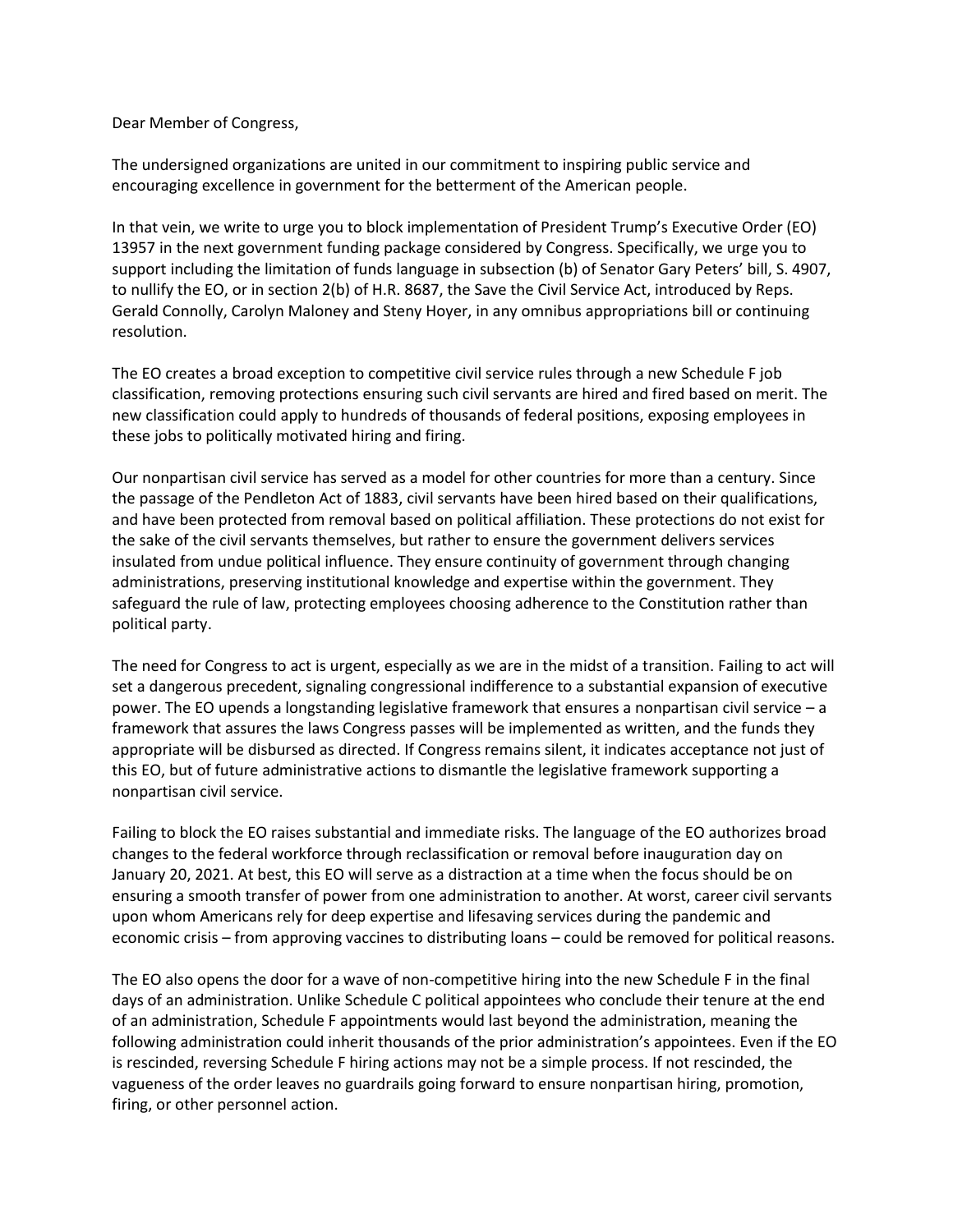Dear Member of Congress,

The undersigned organizations are united in our commitment to inspiring public service and encouraging excellence in government for the betterment of the American people.

In that vein, we write to urge you to block implementation of President Trump's Executive Order (EO) 13957 in the next government funding package considered by Congress. Specifically, we urge you to support including the limitation of funds language in subsection (b) of Senator Gary Peters' bill, S. 4907, to nullify the EO, or in section 2(b) of H.R. 8687, the Save the Civil Service Act, introduced by Reps. Gerald Connolly, Carolyn Maloney and Steny Hoyer, in any omnibus appropriations bill or continuing resolution.

The EO creates a broad exception to competitive civil service rules through a new Schedule F job classification, removing protections ensuring such civil servants are hired and fired based on merit. The new classification could apply to hundreds of thousands of federal positions, exposing employees in these jobs to politically motivated hiring and firing.

Our nonpartisan civil service has served as a model for other countries for more than a century. Since the passage of the Pendleton Act of 1883, civil servants have been hired based on their qualifications, and have been protected from removal based on political affiliation. These protections do not exist for the sake of the civil servants themselves, but rather to ensure the government delivers services insulated from undue political influence. They ensure continuity of government through changing administrations, preserving institutional knowledge and expertise within the government. They safeguard the rule of law, protecting employees choosing adherence to the Constitution rather than political party.

The need for Congress to act is urgent, especially as we are in the midst of a transition. Failing to act will set a dangerous precedent, signaling congressional indifference to a substantial expansion of executive power. The EO upends a longstanding legislative framework that ensures a nonpartisan civil service – a framework that assures the laws Congress passes will be implemented as written, and the funds they appropriate will be disbursed as directed. If Congress remains silent, it indicates acceptance not just of this EO, but of future administrative actions to dismantle the legislative framework supporting a nonpartisan civil service.

Failing to block the EO raises substantial and immediate risks. The language of the EO authorizes broad changes to the federal workforce through reclassification or removal before inauguration day on January 20, 2021. At best, this EO will serve as a distraction at a time when the focus should be on ensuring a smooth transfer of power from one administration to another. At worst, career civil servants upon whom Americans rely for deep expertise and lifesaving services during the pandemic and economic crisis – from approving vaccines to distributing loans – could be removed for political reasons.

The EO also opens the door for a wave of non-competitive hiring into the new Schedule F in the final days of an administration. Unlike Schedule C political appointees who conclude their tenure at the end of an administration, Schedule F appointments would last beyond the administration, meaning the following administration could inherit thousands of the prior administration's appointees. Even if the EO is rescinded, reversing Schedule F hiring actions may not be a simple process. If not rescinded, the vagueness of the order leaves no guardrails going forward to ensure nonpartisan hiring, promotion, firing, or other personnel action.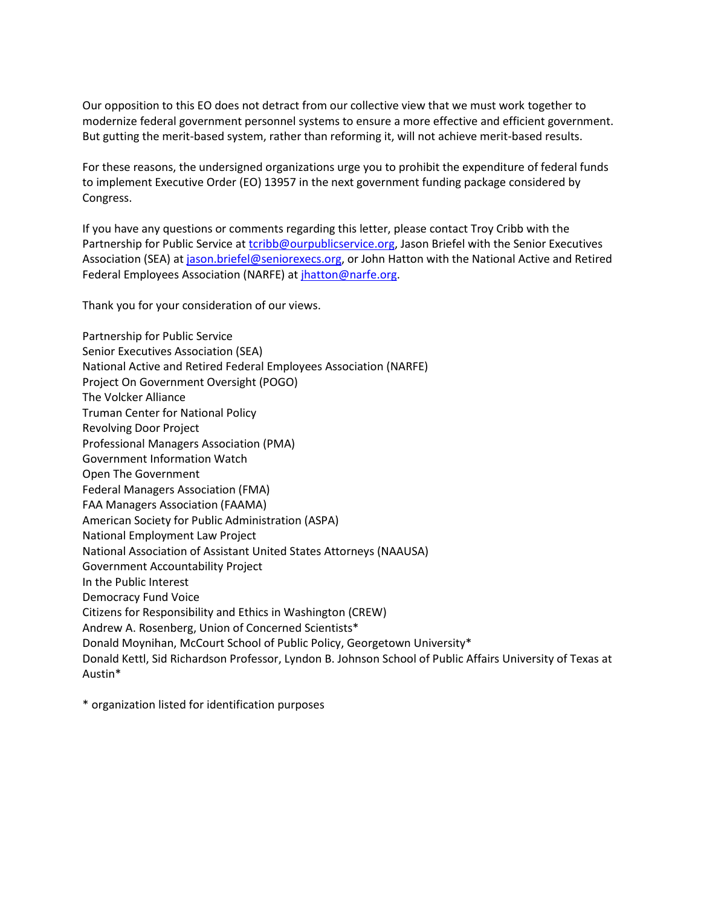Our opposition to this EO does not detract from our collective view that we must work together to modernize federal government personnel systems to ensure a more effective and efficient government. But gutting the merit-based system, rather than reforming it, will not achieve merit-based results.

For these reasons, the undersigned organizations urge you to prohibit the expenditure of federal funds to implement Executive Order (EO) 13957 in the next government funding package considered by Congress.

If you have any questions or comments regarding this letter, please contact Troy Cribb with the Partnership for Public Service at tcribb@ourpublicservice.org, Jason Briefel with the Senior Executives Association (SEA) at jason.briefel@seniorexecs.org, or John Hatton with the National Active and Retired Federal Employees Association (NARFE) at jhatton@narfe.org.

Thank you for your consideration of our views.

Partnership for Public Service
Senior Executives Association (SEA)
National Active and Retired Federal Employees Association (NARFE)
Project On Government Oversight (POGO)
The Volcker Alliance
Truman Center for National Policy
Revolving Door Project
Professional Managers Association (PMA)
Government Information Watch
Open The Government
Federal Managers Association (FMA)
FAA Managers Association (FAAMA)
American Society for Public Administration (ASPA)
National Employment Law Project
National Association of Assistant United States Attorneys (NAAUSA)
Government Accountability Project
In the Public Interest
Democracy Fund Voice
Citizens for Responsibility and Ethics in Washington (CREW)
Andrew A. Rosenberg, Union of Concerned Scientists*
Donald Moynihan, McCourt School of Public Policy, Georgetown University*
Donald Kettl, Sid Richardson Professor, Lyndon B. Johnson School of Public Affairs University of Texas at Austin*

* organization listed for identification purposes